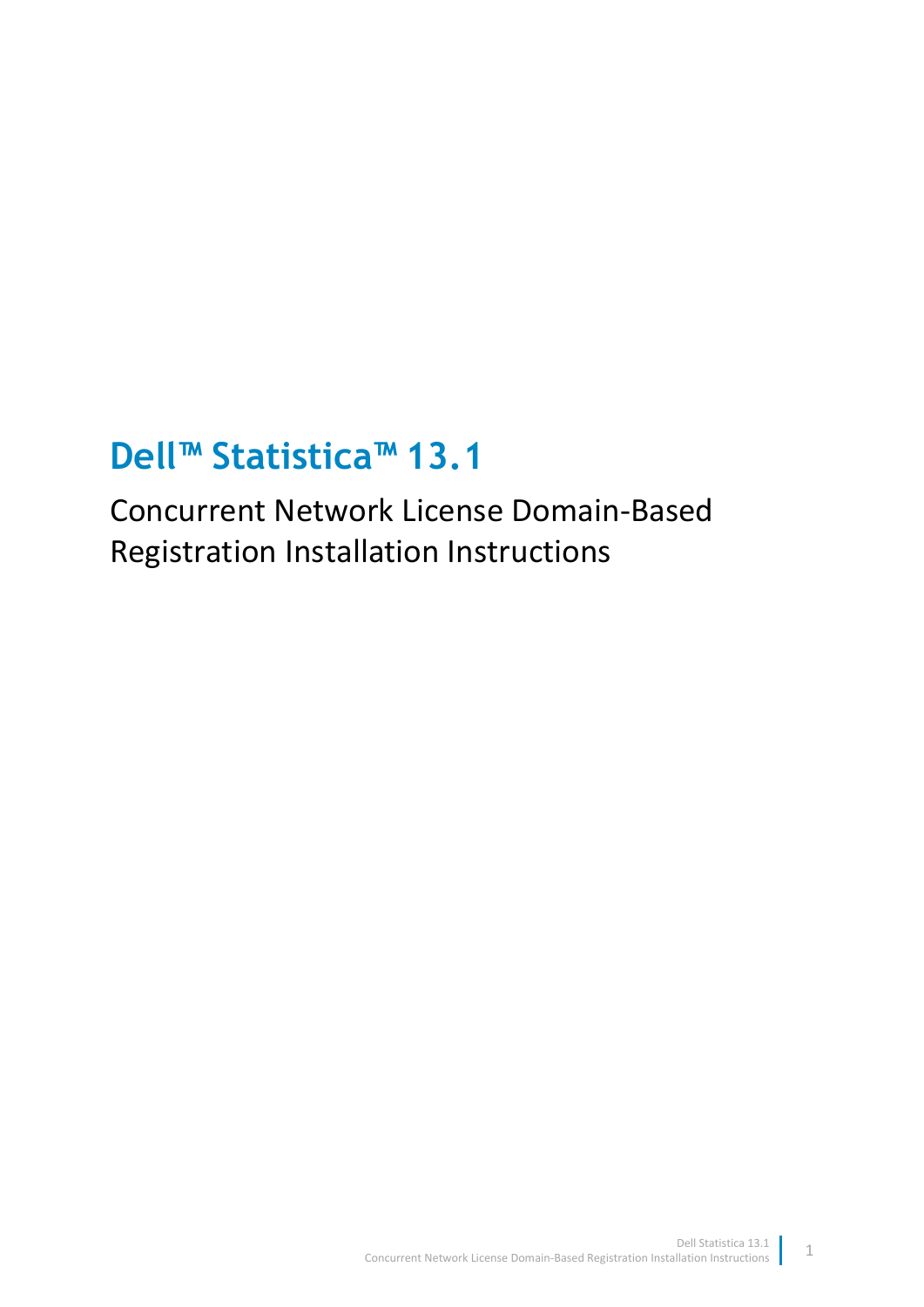# Dell™ Statistica™ 13.1

## Concurrent Network License Domain-Based Registration Installation Instructions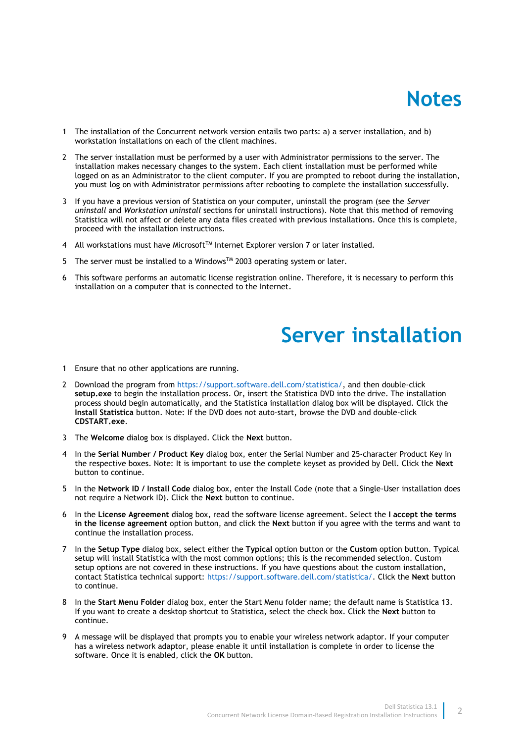# Notes

1. The installation of the Concurrent network version entails two parts: a) a server installation, and b) workstation installations on each of the client machines.

2. The server installation must be performed by a user with Administrator permissions to the server. The installation makes necessary changes to the system. Each client installation must be performed while logged on as an Administrator to the client computer. If you are prompted to reboot during the installation, you must log on with Administrator permissions after rebooting to complete the installation successfully.

3. If you have a previous version of Statistica on your computer, uninstall the program (see the *Server uninstall* and *Workstation uninstall* sections for uninstall instructions). Note that this method of removing Statistica will not affect or delete any data files created with previous installations. Once this is complete, proceed with the installation instructions.

4. All workstations must have Microsoft™ Internet Explorer version 7 or later installed.

5. The server must be installed to a Windows™ 2003 operating system or later.

6. This software performs an automatic license registration online. Therefore, it is necessary to perform this installation on a computer that is connected to the Internet.

# Server installation

1. Ensure that no other applications are running.

2. Download the program from https://support.software.dell.com/statistica/, and then double-click **setup.exe** to begin the installation process. Or, insert the Statistica DVD into the drive. The installation process should begin automatically, and the Statistica installation dialog box will be displayed. Click the **Install Statistica** button. Note: If the DVD does not auto-start, browse the DVD and double-click **CDSTART.exe**.

3. The **Welcome** dialog box is displayed. Click the **Next** button.

4. In the **Serial Number / Product Key** dialog box, enter the Serial Number and 25-character Product Key in the respective boxes. Note: It is important to use the complete keyset as provided by Dell. Click the **Next** button to continue.

5. In the **Network ID / Install Code** dialog box, enter the Install Code (note that a Single-User installation does not require a Network ID). Click the **Next** button to continue.

6. In the **License Agreement** dialog box, read the software license agreement. Select the **I accept the terms in the license agreement** option button, and click the **Next** button if you agree with the terms and want to continue the installation process.

7. In the **Setup Type** dialog box, select either the **Typical** option button or the **Custom** option button. Typical setup will install Statistica with the most common options; this is the recommended selection. Custom setup options are not covered in these instructions. If you have questions about the custom installation, contact Statistica technical support: https://support.software.dell.com/statistica/. Click the **Next** button to continue.

8. In the **Start Menu Folder** dialog box, enter the Start Menu folder name; the default name is Statistica 13. If you want to create a desktop shortcut to Statistica, select the check box. Click the **Next** button to continue.

9. A message will be displayed that prompts you to enable your wireless network adaptor. If your computer has a wireless network adaptor, please enable it until installation is complete in order to license the software. Once it is enabled, click the **OK** button.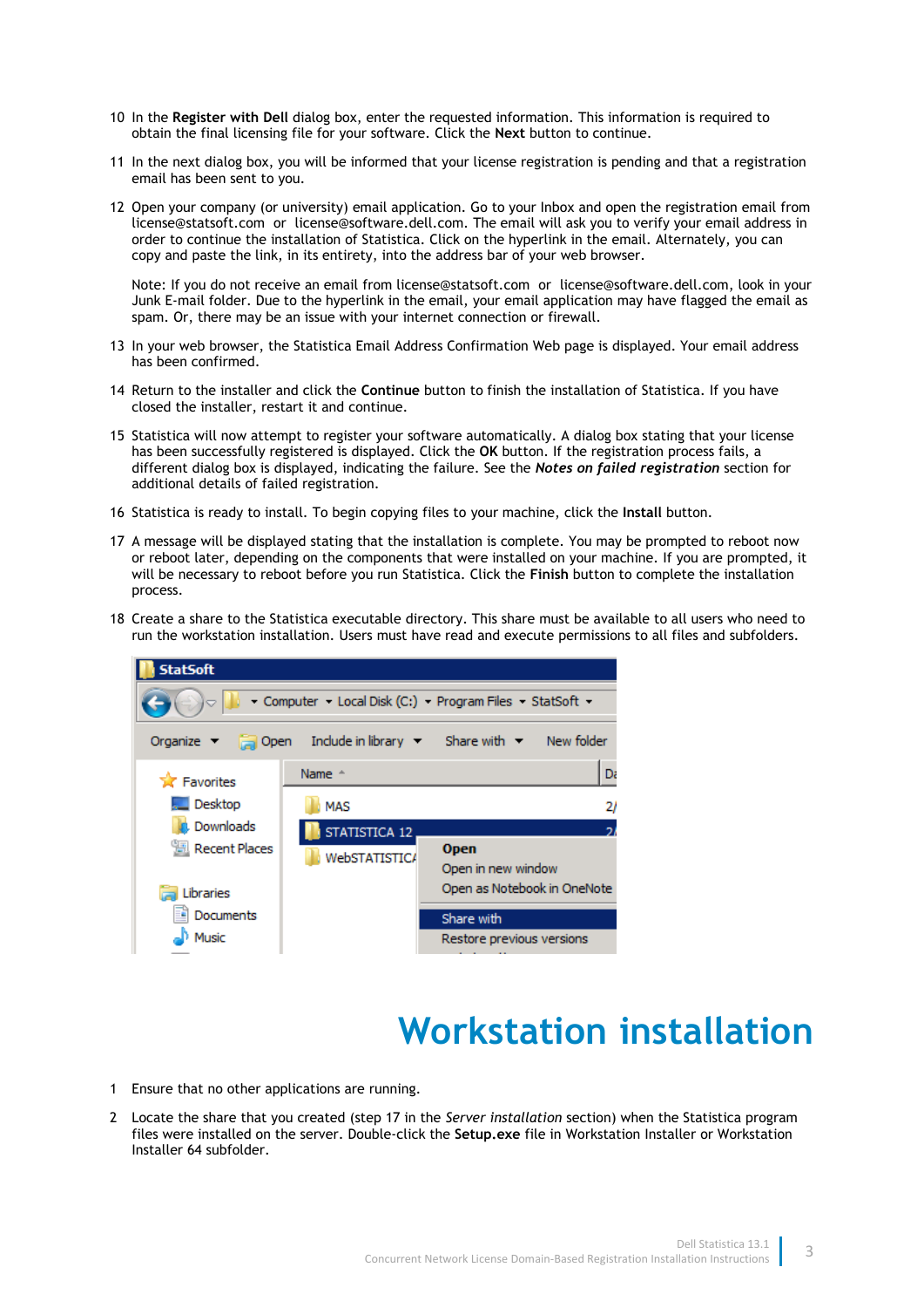10 In the **Register with Dell** dialog box, enter the requested information. This information is required to obtain the final licensing file for your software. Click the **Next** button to continue.

11 In the next dialog box, you will be informed that your license registration is pending and that a registration email has been sent to you.

12 Open your company (or university) email application. Go to your Inbox and open the registration email from license@statsoft.com or license@software.dell.com. The email will ask you to verify your email address in order to continue the installation of Statistica. Click on the hyperlink in the email. Alternately, you can copy and paste the link, in its entirety, into the address bar of your web browser.

Note: If you do not receive an email from license@statsoft.com or license@software.dell.com, look in your Junk E-mail folder. Due to the hyperlink in the email, your email application may have flagged the email as spam. Or, there may be an issue with your internet connection or firewall.

13 In your web browser, the Statistica Email Address Confirmation Web page is displayed. Your email address has been confirmed.

14 Return to the installer and click the **Continue** button to finish the installation of Statistica. If you have closed the installer, restart it and continue.

15 Statistica will now attempt to register your software automatically. A dialog box stating that your license has been successfully registered is displayed. Click the **OK** button. If the registration process fails, a different dialog box is displayed, indicating the failure. See the ***Notes on failed registration*** section for additional details of failed registration.

16 Statistica is ready to install. To begin copying files to your machine, click the **Install** button.

17 A message will be displayed stating that the installation is complete. You may be prompted to reboot now or reboot later, depending on the components that were installed on your machine. If you are prompted, it will be necessary to reboot before you run Statistica. Click the **Finish** button to complete the installation process.

18 Create a share to the Statistica executable directory. This share must be available to all users who need to run the workstation installation. Users must have read and execute permissions to all files and subfolders.

# Workstation installation

1 Ensure that no other applications are running.

2 Locate the share that you created (step 17 in the *Server installation* section) when the Statistica program files were installed on the server. Double-click the **Setup.exe** file in Workstation Installer or Workstation Installer 64 subfolder.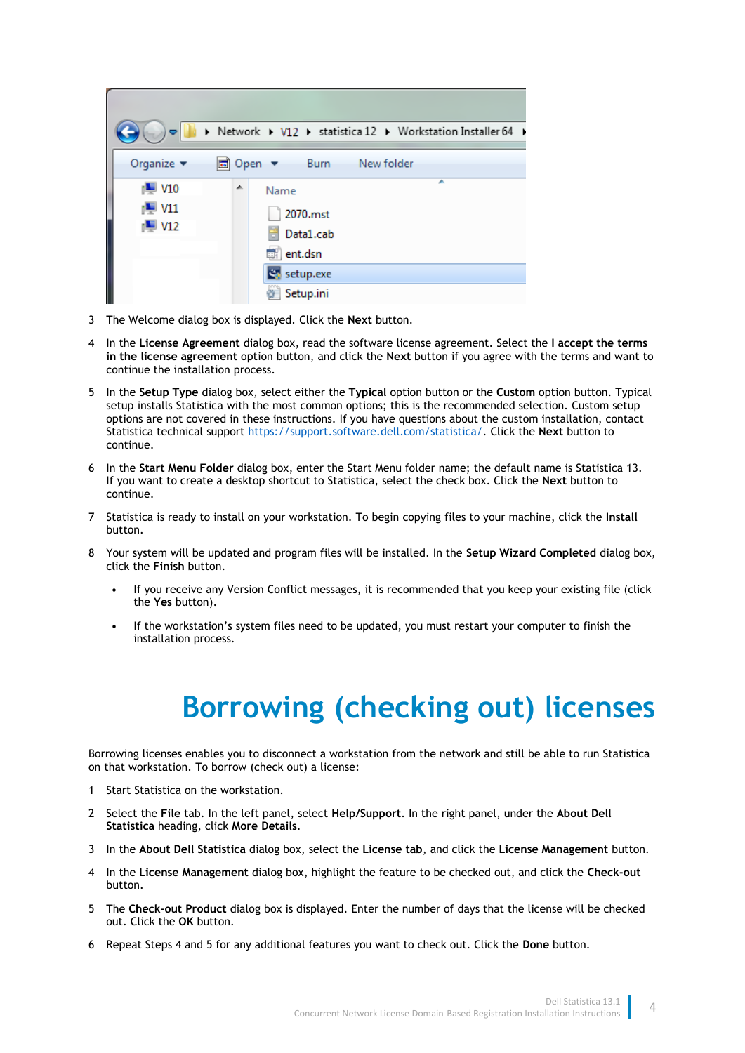3 The Welcome dialog box is displayed. Click the **Next** button.

4 In the **License Agreement** dialog box, read the software license agreement. Select the **I accept the terms in the license agreement** option button, and click the **Next** button if you agree with the terms and want to continue the installation process.

5 In the **Setup Type** dialog box, select either the **Typical** option button or the **Custom** option button. Typical setup installs Statistica with the most common options; this is the recommended selection. Custom setup options are not covered in these instructions. If you have questions about the custom installation, contact Statistica technical support https://support.software.dell.com/statistica/. Click the **Next** button to continue.

6 In the **Start Menu Folder** dialog box, enter the Start Menu folder name; the default name is Statistica 13. If you want to create a desktop shortcut to Statistica, select the check box. Click the **Next** button to continue.

7 Statistica is ready to install on your workstation. To begin copying files to your machine, click the **Install** button.

8 Your system will be updated and program files will be installed. In the **Setup Wizard Completed** dialog box, click the **Finish** button.

- If you receive any Version Conflict messages, it is recommended that you keep your existing file (click the **Yes** button).
- If the workstation's system files need to be updated, you must restart your computer to finish the installation process.

# Borrowing (checking out) licenses

Borrowing licenses enables you to disconnect a workstation from the network and still be able to run Statistica on that workstation. To borrow (check out) a license:

1 Start Statistica on the workstation.

2 Select the **File** tab. In the left panel, select **Help/Support**. In the right panel, under the **About Dell Statistica** heading, click **More Details**.

3 In the **About Dell Statistica** dialog box, select the **License tab**, and click the **License Management** button.

4 In the **License Management** dialog box, highlight the feature to be checked out, and click the **Check-out** button.

5 The **Check-out Product** dialog box is displayed. Enter the number of days that the license will be checked out. Click the **OK** button.

6 Repeat Steps 4 and 5 for any additional features you want to check out. Click the **Done** button.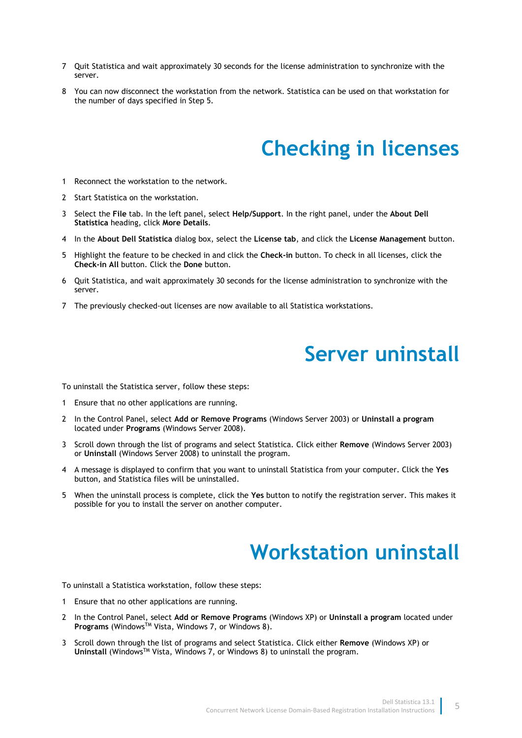7 Quit Statistica and wait approximately 30 seconds for the license administration to synchronize with the server.

8 You can now disconnect the workstation from the network. Statistica can be used on that workstation for the number of days specified in Step 5.

# Checking in licenses

1 Reconnect the workstation to the network.

2 Start Statistica on the workstation.

3 Select the **File** tab. In the left panel, select **Help/Support**. In the right panel, under the **About Dell Statistica** heading, click **More Details**.

4 In the **About Dell Statistica** dialog box, select the **License tab**, and click the **License Management** button.

5 Highlight the feature to be checked in and click the **Check-in** button. To check in all licenses, click the **Check-in All** button. Click the **Done** button.

6 Quit Statistica, and wait approximately 30 seconds for the license administration to synchronize with the server.

7 The previously checked-out licenses are now available to all Statistica workstations.

# Server uninstall

To uninstall the Statistica server, follow these steps:

1 Ensure that no other applications are running.

2 In the Control Panel, select **Add or Remove Programs** (Windows Server 2003) or **Uninstall a program** located under **Programs** (Windows Server 2008).

3 Scroll down through the list of programs and select Statistica. Click either **Remove** (Windows Server 2003) or **Uninstall** (Windows Server 2008) to uninstall the program.

4 A message is displayed to confirm that you want to uninstall Statistica from your computer. Click the **Yes** button, and Statistica files will be uninstalled.

5 When the uninstall process is complete, click the **Yes** button to notify the registration server. This makes it possible for you to install the server on another computer.

# Workstation uninstall

To uninstall a Statistica workstation, follow these steps:

1 Ensure that no other applications are running.

2 In the Control Panel, select **Add or Remove Programs** (Windows XP) or **Uninstall a program** located under **Programs** (Windows™ Vista, Windows 7, or Windows 8).

3 Scroll down through the list of programs and select Statistica. Click either **Remove** (Windows XP) or **Uninstall** (Windows™ Vista, Windows 7, or Windows 8) to uninstall the program.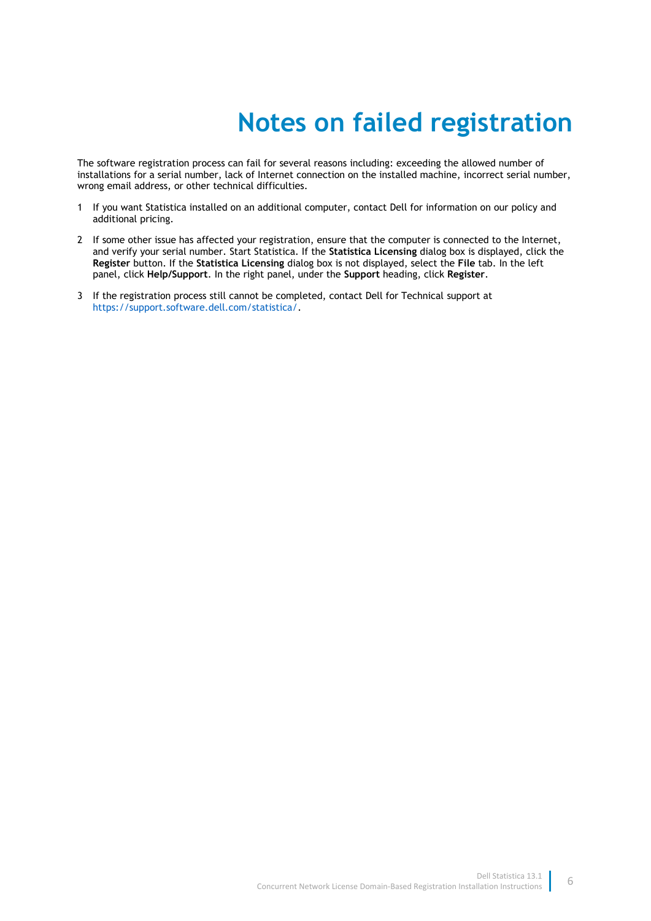# Notes on failed registration

The software registration process can fail for several reasons including: exceeding the allowed number of installations for a serial number, lack of Internet connection on the installed machine, incorrect serial number, wrong email address, or other technical difficulties.

1. If you want Statistica installed on an additional computer, contact Dell for information on our policy and additional pricing.

2. If some other issue has affected your registration, ensure that the computer is connected to the Internet, and verify your serial number. Start Statistica. If the **Statistica Licensing** dialog box is displayed, click the **Register** button. If the **Statistica Licensing** dialog box is not displayed, select the **File** tab. In the left panel, click **Help/Support**. In the right panel, under the **Support** heading, click **Register**.

3. If the registration process still cannot be completed, contact Dell for Technical support at https://support.software.dell.com/statistica/.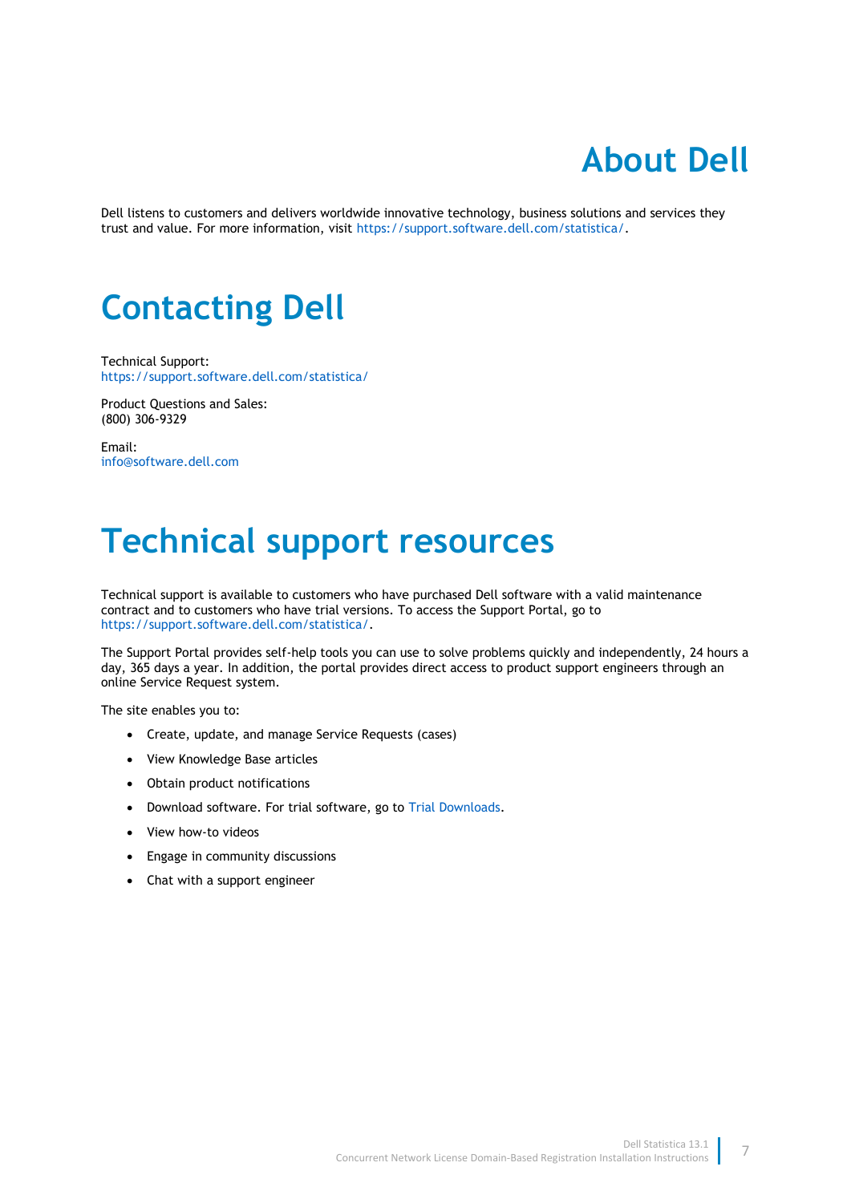# About Dell

Dell listens to customers and delivers worldwide innovative technology, business solutions and services they trust and value. For more information, visit https://support.software.dell.com/statistica/.

# Contacting Dell

Technical Support:
https://support.software.dell.com/statistica/

Product Questions and Sales:
(800) 306-9329

Email:
info@software.dell.com

# Technical support resources

Technical support is available to customers who have purchased Dell software with a valid maintenance contract and to customers who have trial versions. To access the Support Portal, go to https://support.software.dell.com/statistica/.

The Support Portal provides self-help tools you can use to solve problems quickly and independently, 24 hours a day, 365 days a year. In addition, the portal provides direct access to product support engineers through an online Service Request system.

The site enables you to:

- Create, update, and manage Service Requests (cases)
- View Knowledge Base articles
- Obtain product notifications
- Download software. For trial software, go to Trial Downloads.
- View how-to videos
- Engage in community discussions
- Chat with a support engineer